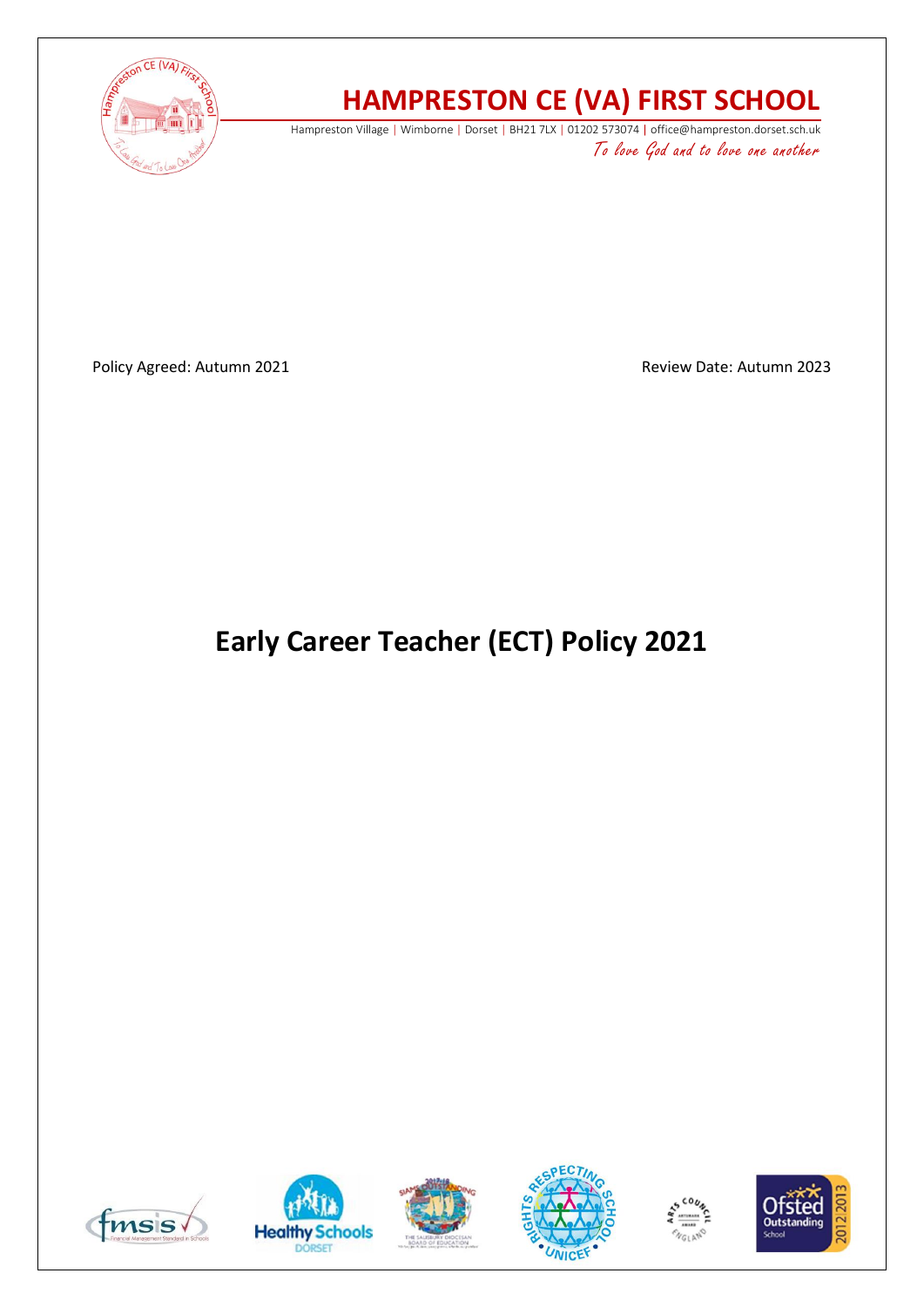# HAMPRESTON CE (VA) FIRST SCHOOL

Hampreston Village | Wimborne | Dorset | BH21 7LX | 01202 573074 | office@hampreston.dorset.sch.uk

*To love God and to love one another*

Policy Agreed: Autumn 2021

Review Date: Autumn 2023

# Early Career Teacher (ECT) Policy 2021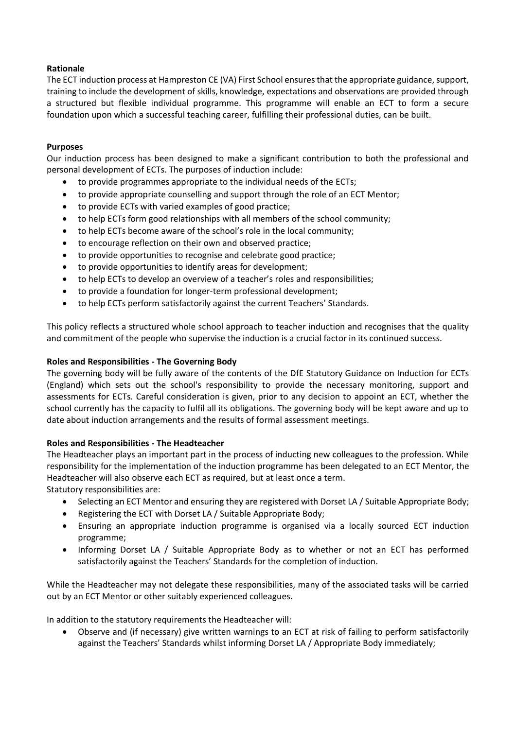**Rationale**

The ECT induction process at Hampreston CE (VA) First School ensures that the appropriate guidance, support, training to include the development of skills, knowledge, expectations and observations are provided through a structured but flexible individual programme. This programme will enable an ECT to form a secure foundation upon which a successful teaching career, fulfilling their professional duties, can be built.

**Purposes**

Our induction process has been designed to make a significant contribution to both the professional and personal development of ECTs. The purposes of induction include:

- to provide programmes appropriate to the individual needs of the ECTs;
- to provide appropriate counselling and support through the role of an ECT Mentor;
- to provide ECTs with varied examples of good practice;
- to help ECTs form good relationships with all members of the school community;
- to help ECTs become aware of the school's role in the local community;
- to encourage reflection on their own and observed practice;
- to provide opportunities to recognise and celebrate good practice;
- to provide opportunities to identify areas for development;
- to help ECTs to develop an overview of a teacher's roles and responsibilities;
- to provide a foundation for longer-term professional development;
- to help ECTs perform satisfactorily against the current Teachers' Standards.

This policy reflects a structured whole school approach to teacher induction and recognises that the quality and commitment of the people who supervise the induction is a crucial factor in its continued success.

**Roles and Responsibilities - The Governing Body**

The governing body will be fully aware of the contents of the DfE Statutory Guidance on Induction for ECTs (England) which sets out the school's responsibility to provide the necessary monitoring, support and assessments for ECTs. Careful consideration is given, prior to any decision to appoint an ECT, whether the school currently has the capacity to fulfil all its obligations. The governing body will be kept aware and up to date about induction arrangements and the results of formal assessment meetings.

**Roles and Responsibilities - The Headteacher**

The Headteacher plays an important part in the process of inducting new colleagues to the profession. While responsibility for the implementation of the induction programme has been delegated to an ECT Mentor, the Headteacher will also observe each ECT as required, but at least once a term.
Statutory responsibilities are:

- Selecting an ECT Mentor and ensuring they are registered with Dorset LA / Suitable Appropriate Body;
- Registering the ECT with Dorset LA / Suitable Appropriate Body;
- Ensuring an appropriate induction programme is organised via a locally sourced ECT induction programme;
- Informing Dorset LA / Suitable Appropriate Body as to whether or not an ECT has performed satisfactorily against the Teachers' Standards for the completion of induction.

While the Headteacher may not delegate these responsibilities, many of the associated tasks will be carried out by an ECT Mentor or other suitably experienced colleagues.

In addition to the statutory requirements the Headteacher will:

- Observe and (if necessary) give written warnings to an ECT at risk of failing to perform satisfactorily against the Teachers' Standards whilst informing Dorset LA / Appropriate Body immediately;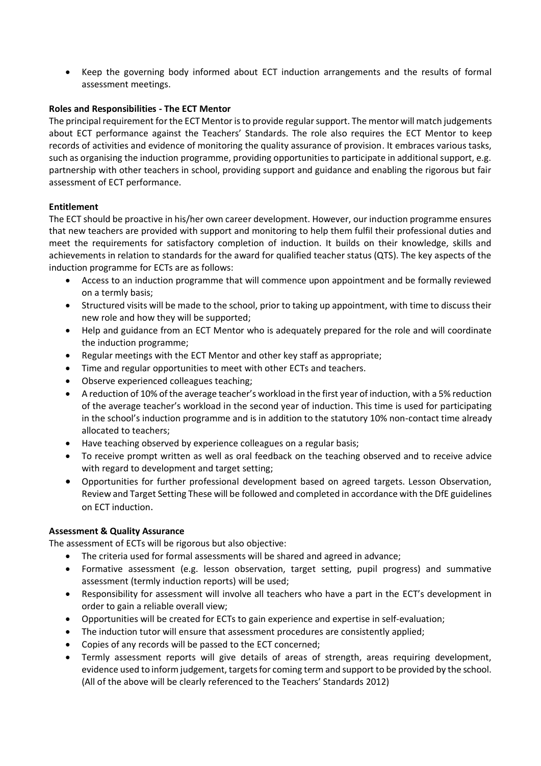- Keep the governing body informed about ECT induction arrangements and the results of formal assessment meetings.

**Roles and Responsibilities - The ECT Mentor**

The principal requirement for the ECT Mentor is to provide regular support. The mentor will match judgements about ECT performance against the Teachers' Standards. The role also requires the ECT Mentor to keep records of activities and evidence of monitoring the quality assurance of provision. It embraces various tasks, such as organising the induction programme, providing opportunities to participate in additional support, e.g. partnership with other teachers in school, providing support and guidance and enabling the rigorous but fair assessment of ECT performance.

**Entitlement**

The ECT should be proactive in his/her own career development. However, our induction programme ensures that new teachers are provided with support and monitoring to help them fulfil their professional duties and meet the requirements for satisfactory completion of induction. It builds on their knowledge, skills and achievements in relation to standards for the award for qualified teacher status (QTS). The key aspects of the induction programme for ECTs are as follows:

- Access to an induction programme that will commence upon appointment and be formally reviewed on a termly basis;
- Structured visits will be made to the school, prior to taking up appointment, with time to discuss their new role and how they will be supported;
- Help and guidance from an ECT Mentor who is adequately prepared for the role and will coordinate the induction programme;
- Regular meetings with the ECT Mentor and other key staff as appropriate;
- Time and regular opportunities to meet with other ECTs and teachers.
- Observe experienced colleagues teaching;
- A reduction of 10% of the average teacher's workload in the first year of induction, with a 5% reduction of the average teacher's workload in the second year of induction. This time is used for participating in the school's induction programme and is in addition to the statutory 10% non-contact time already allocated to teachers;
- Have teaching observed by experience colleagues on a regular basis;
- To receive prompt written as well as oral feedback on the teaching observed and to receive advice with regard to development and target setting;
- Opportunities for further professional development based on agreed targets. Lesson Observation, Review and Target Setting These will be followed and completed in accordance with the DfE guidelines on ECT induction.

**Assessment & Quality Assurance**

The assessment of ECTs will be rigorous but also objective:

- The criteria used for formal assessments will be shared and agreed in advance;
- Formative assessment (e.g. lesson observation, target setting, pupil progress) and summative assessment (termly induction reports) will be used;
- Responsibility for assessment will involve all teachers who have a part in the ECT's development in order to gain a reliable overall view;
- Opportunities will be created for ECTs to gain experience and expertise in self-evaluation;
- The induction tutor will ensure that assessment procedures are consistently applied;
- Copies of any records will be passed to the ECT concerned;
- Termly assessment reports will give details of areas of strength, areas requiring development, evidence used to inform judgement, targets for coming term and support to be provided by the school. (All of the above will be clearly referenced to the Teachers' Standards 2012)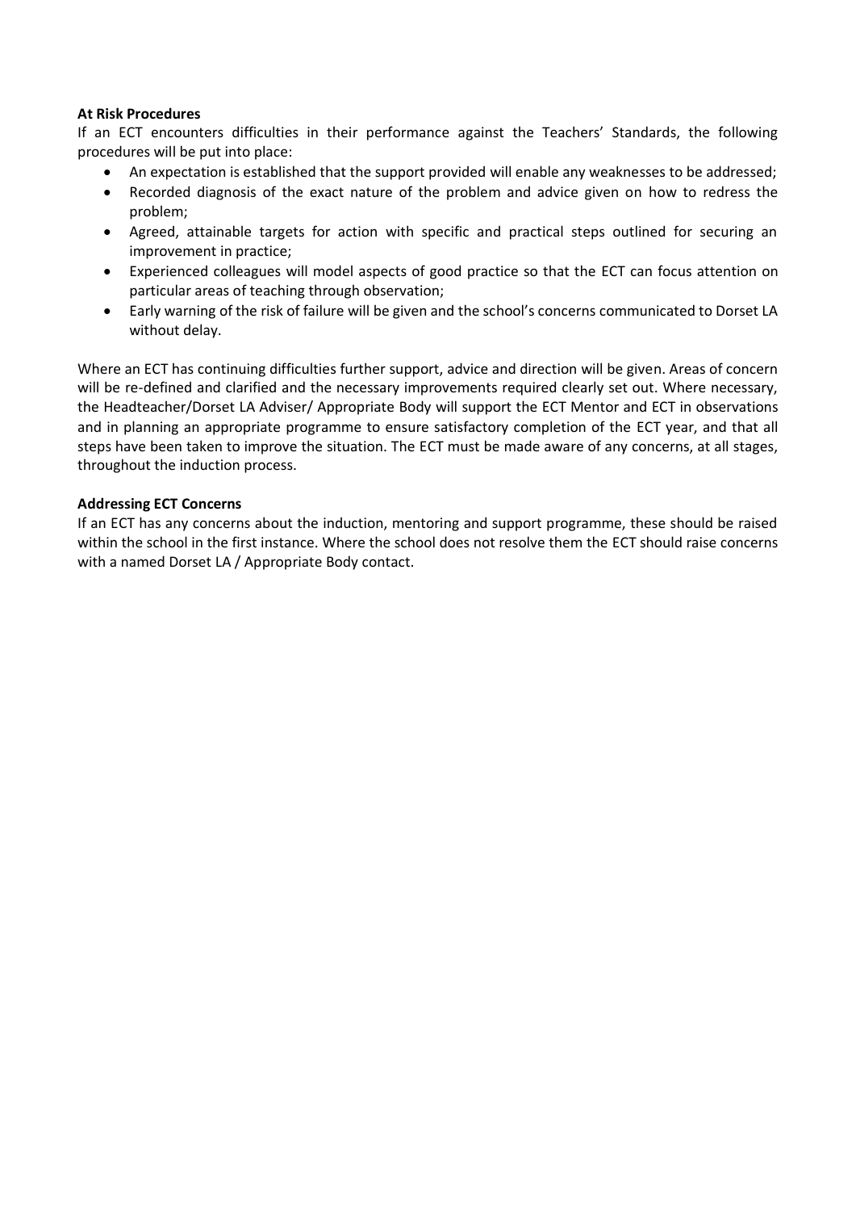**At Risk Procedures**

If an ECT encounters difficulties in their performance against the Teachers' Standards, the following procedures will be put into place:

- An expectation is established that the support provided will enable any weaknesses to be addressed;
- Recorded diagnosis of the exact nature of the problem and advice given on how to redress the problem;
- Agreed, attainable targets for action with specific and practical steps outlined for securing an improvement in practice;
- Experienced colleagues will model aspects of good practice so that the ECT can focus attention on particular areas of teaching through observation;
- Early warning of the risk of failure will be given and the school's concerns communicated to Dorset LA without delay.

Where an ECT has continuing difficulties further support, advice and direction will be given. Areas of concern will be re-defined and clarified and the necessary improvements required clearly set out. Where necessary, the Headteacher/Dorset LA Adviser/ Appropriate Body will support the ECT Mentor and ECT in observations and in planning an appropriate programme to ensure satisfactory completion of the ECT year, and that all steps have been taken to improve the situation. The ECT must be made aware of any concerns, at all stages, throughout the induction process.

**Addressing ECT Concerns**

If an ECT has any concerns about the induction, mentoring and support programme, these should be raised within the school in the first instance. Where the school does not resolve them the ECT should raise concerns with a named Dorset LA / Appropriate Body contact.